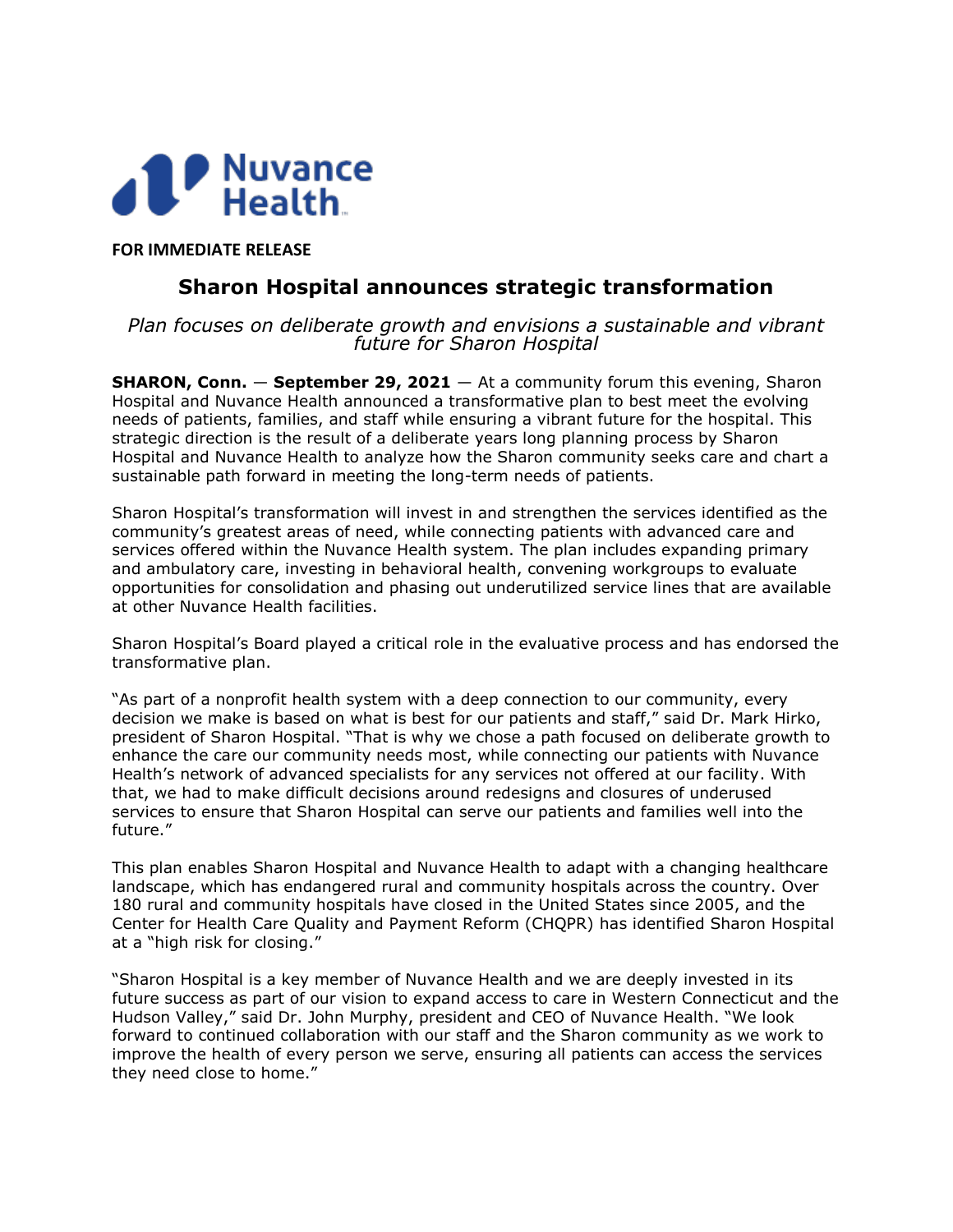Nuvance Health

**FOR IMMEDIATE RELEASE**

# Sharon Hospital announces strategic transformation

*Plan focuses on deliberate growth and envisions a sustainable and vibrant future for Sharon Hospital*

**SHARON, Conn.** — **September 29, 2021** — At a community forum this evening, Sharon Hospital and Nuvance Health announced a transformative plan to best meet the evolving needs of patients, families, and staff while ensuring a vibrant future for the hospital. This strategic direction is the result of a deliberate years long planning process by Sharon Hospital and Nuvance Health to analyze how the Sharon community seeks care and chart a sustainable path forward in meeting the long-term needs of patients.

Sharon Hospital's transformation will invest in and strengthen the services identified as the community's greatest areas of need, while connecting patients with advanced care and services offered within the Nuvance Health system. The plan includes expanding primary and ambulatory care, investing in behavioral health, convening workgroups to evaluate opportunities for consolidation and phasing out underutilized service lines that are available at other Nuvance Health facilities.

Sharon Hospital's Board played a critical role in the evaluative process and has endorsed the transformative plan.

"As part of a nonprofit health system with a deep connection to our community, every decision we make is based on what is best for our patients and staff," said Dr. Mark Hirko, president of Sharon Hospital. "That is why we chose a path focused on deliberate growth to enhance the care our community needs most, while connecting our patients with Nuvance Health's network of advanced specialists for any services not offered at our facility. With that, we had to make difficult decisions around redesigns and closures of underused services to ensure that Sharon Hospital can serve our patients and families well into the future."

This plan enables Sharon Hospital and Nuvance Health to adapt with a changing healthcare landscape, which has endangered rural and community hospitals across the country. Over 180 rural and community hospitals have closed in the United States since 2005, and the Center for Health Care Quality and Payment Reform (CHQPR) has identified Sharon Hospital at a "high risk for closing."

"Sharon Hospital is a key member of Nuvance Health and we are deeply invested in its future success as part of our vision to expand access to care in Western Connecticut and the Hudson Valley," said Dr. John Murphy, president and CEO of Nuvance Health. "We look forward to continued collaboration with our staff and the Sharon community as we work to improve the health of every person we serve, ensuring all patients can access the services they need close to home."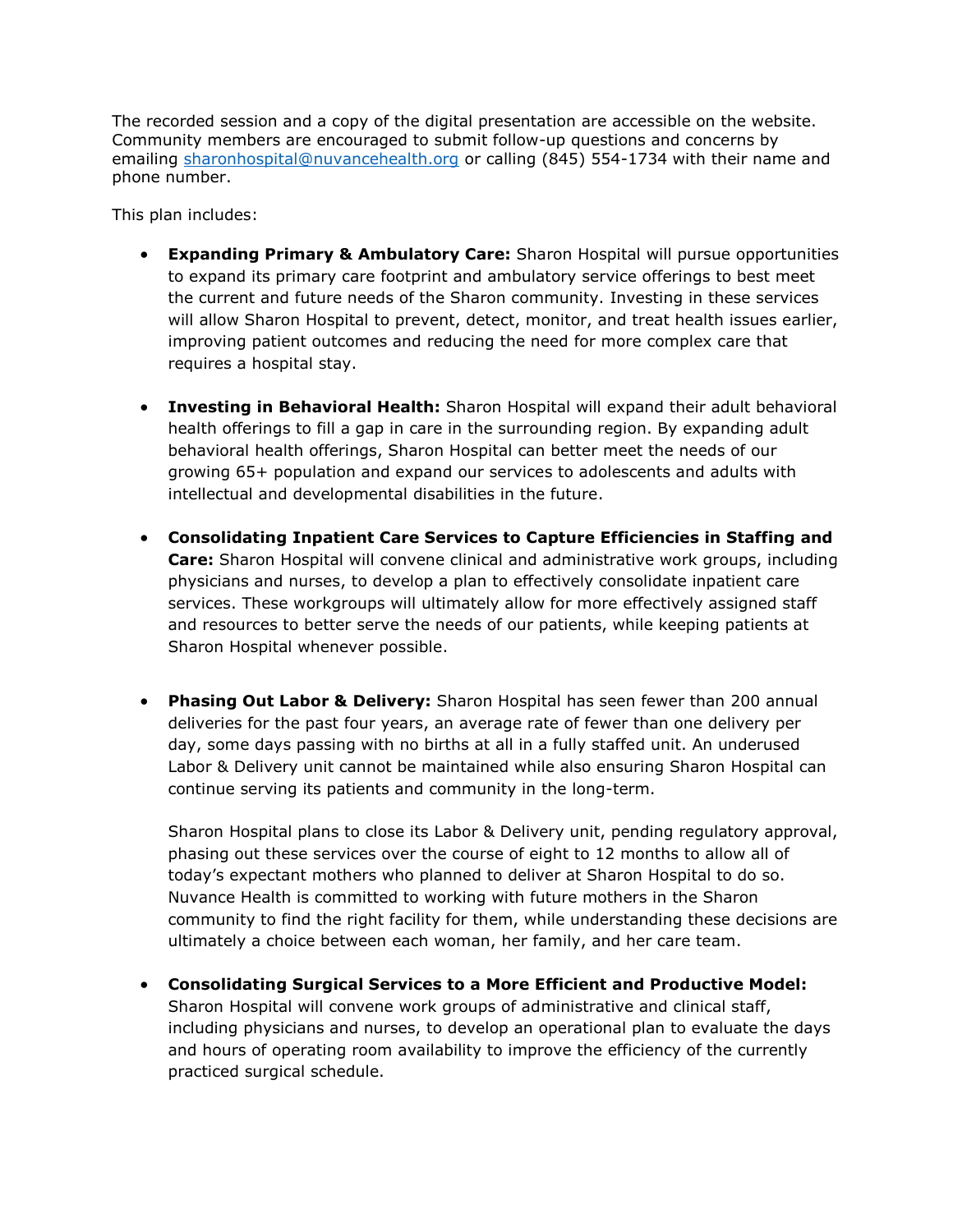The recorded session and a copy of the digital presentation are accessible on the website. Community members are encouraged to submit follow-up questions and concerns by emailing sharonhospital@nuvancehealth.org or calling (845) 554-1734 with their name and phone number.

This plan includes:

- **Expanding Primary & Ambulatory Care:** Sharon Hospital will pursue opportunities to expand its primary care footprint and ambulatory service offerings to best meet the current and future needs of the Sharon community. Investing in these services will allow Sharon Hospital to prevent, detect, monitor, and treat health issues earlier, improving patient outcomes and reducing the need for more complex care that requires a hospital stay.

- **Investing in Behavioral Health:** Sharon Hospital will expand their adult behavioral health offerings to fill a gap in care in the surrounding region. By expanding adult behavioral health offerings, Sharon Hospital can better meet the needs of our growing 65+ population and expand our services to adolescents and adults with intellectual and developmental disabilities in the future.

- **Consolidating Inpatient Care Services to Capture Efficiencies in Staffing and Care:** Sharon Hospital will convene clinical and administrative work groups, including physicians and nurses, to develop a plan to effectively consolidate inpatient care services. These workgroups will ultimately allow for more effectively assigned staff and resources to better serve the needs of our patients, while keeping patients at Sharon Hospital whenever possible.

- **Phasing Out Labor & Delivery:** Sharon Hospital has seen fewer than 200 annual deliveries for the past four years, an average rate of fewer than one delivery per day, some days passing with no births at all in a fully staffed unit. An underused Labor & Delivery unit cannot be maintained while also ensuring Sharon Hospital can continue serving its patients and community in the long-term.

  Sharon Hospital plans to close its Labor & Delivery unit, pending regulatory approval, phasing out these services over the course of eight to 12 months to allow all of today's expectant mothers who planned to deliver at Sharon Hospital to do so. Nuvance Health is committed to working with future mothers in the Sharon community to find the right facility for them, while understanding these decisions are ultimately a choice between each woman, her family, and her care team.

- **Consolidating Surgical Services to a More Efficient and Productive Model:** Sharon Hospital will convene work groups of administrative and clinical staff, including physicians and nurses, to develop an operational plan to evaluate the days and hours of operating room availability to improve the efficiency of the currently practiced surgical schedule.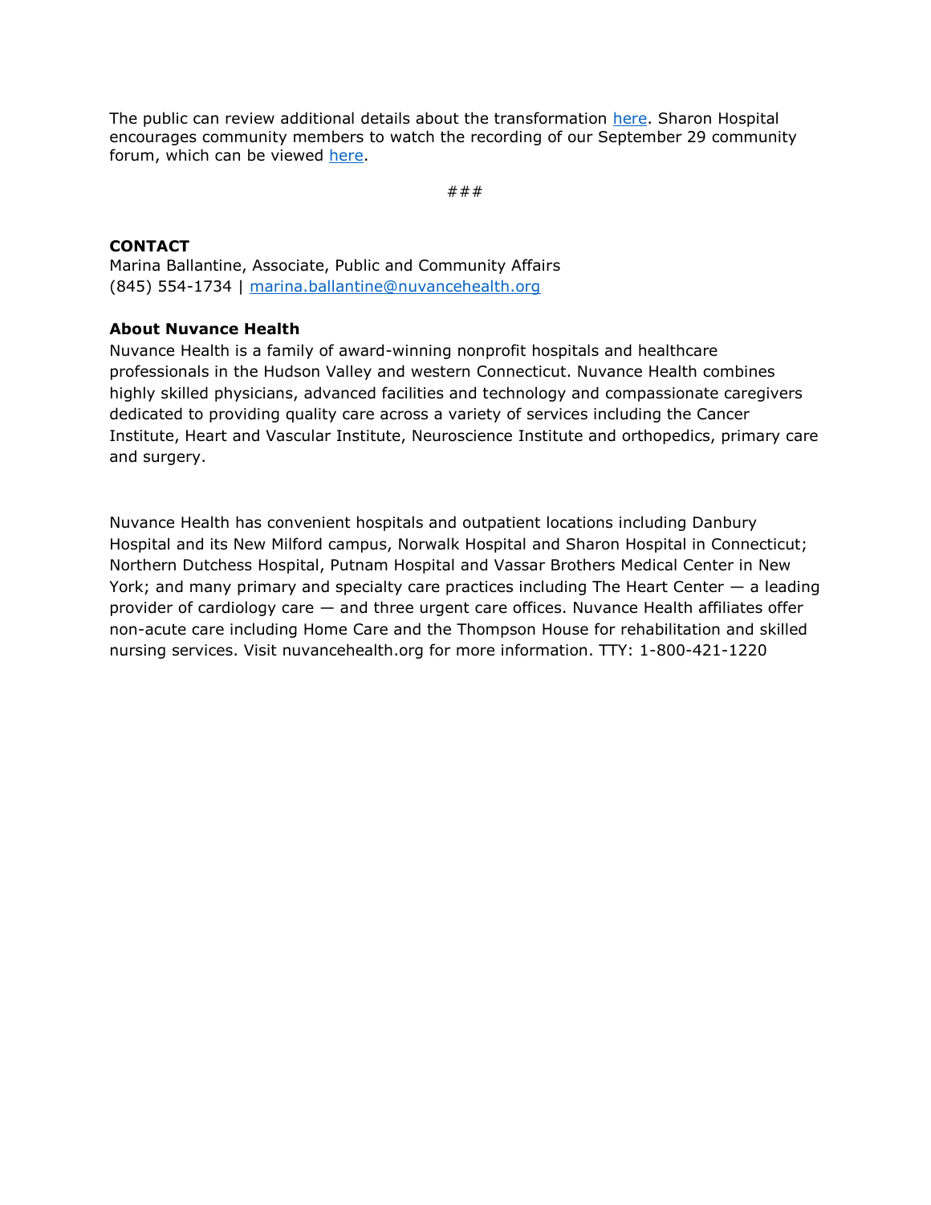The public can review additional details about the transformation here. Sharon Hospital encourages community members to watch the recording of our September 29 community forum, which can be viewed here.

###

**CONTACT**
Marina Ballantine, Associate, Public and Community Affairs
(845) 554-1734 | marina.ballantine@nuvancehealth.org

**About Nuvance Health**
Nuvance Health is a family of award-winning nonprofit hospitals and healthcare professionals in the Hudson Valley and western Connecticut. Nuvance Health combines highly skilled physicians, advanced facilities and technology and compassionate caregivers dedicated to providing quality care across a variety of services including the Cancer Institute, Heart and Vascular Institute, Neuroscience Institute and orthopedics, primary care and surgery.

Nuvance Health has convenient hospitals and outpatient locations including Danbury Hospital and its New Milford campus, Norwalk Hospital and Sharon Hospital in Connecticut; Northern Dutchess Hospital, Putnam Hospital and Vassar Brothers Medical Center in New York; and many primary and specialty care practices including The Heart Center — a leading provider of cardiology care — and three urgent care offices. Nuvance Health affiliates offer non-acute care including Home Care and the Thompson House for rehabilitation and skilled nursing services. Visit nuvancehealth.org for more information. TTY: 1-800-421-1220